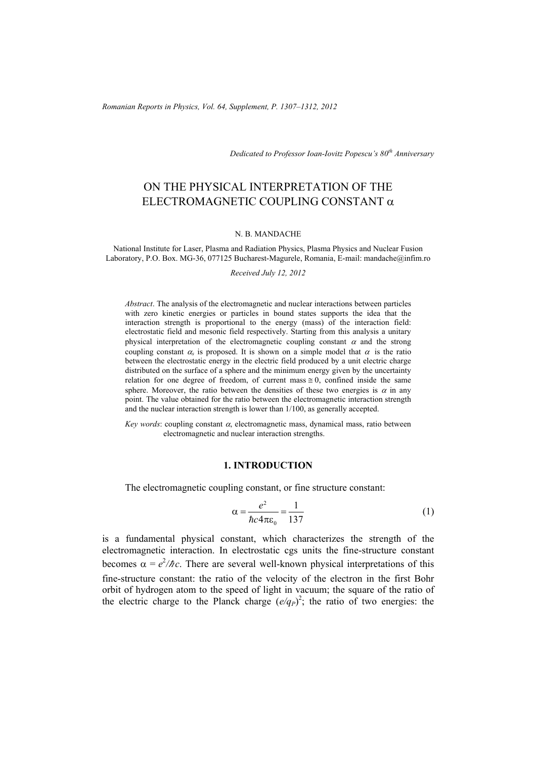*Dedicated to Professor Ioan-Iovitz Popescu's 80th Anniversary*

# ON THE PHYSICAL INTERPRETATION OF THE ELECTROMAGNETIC COUPLING CONSTANT $\alpha$

N. B. MANDACHE

National Institute for Laser, Plasma and Radiation Physics, Plasma Physics and Nuclear Fusion Laboratory, P.O. Box. MG-36, 077125 Bucharest-Magurele, Romania, E-mail: mandache@infim.ro

*Received July 12, 2012*

*Abstract*. The analysis of the electromagnetic and nuclear interactions between particles with zero kinetic energies or particles in bound states supports the idea that the interaction strength is proportional to the energy (mass) of the interaction field: electrostatic field and mesonic field respectively. Starting from this analysis a unitary physical interpretation of the electromagnetic coupling constant $\alpha$ and the strong coupling constant $\alpha_s$ is proposed. It is shown on a simple model that $\alpha$ is the ratio between the electrostatic energy in the electric field produced by a unit electric charge distributed on the surface of a sphere and the minimum energy given by the uncertainty relation for one degree of freedom, of current mass $\cong 0$, confined inside the same sphere. Moreover, the ratio between the densities of these two energies is $\alpha$ in any point. The value obtained for the ratio between the electromagnetic interaction strength and the nuclear interaction strength is lower than 1/100, as generally accepted.

*Key words*: coupling constant $\alpha$, electromagnetic mass, dynamical mass, ratio between electromagnetic and nuclear interaction strengths.

## 1. INTRODUCTION

The electromagnetic coupling constant, or fine structure constant:

$$\alpha = \frac{e^2}{\hbar c 4\pi\varepsilon_0} = \frac{1}{137} \tag{1}$$

is a fundamental physical constant, which characterizes the strength of the electromagnetic interaction. In electrostatic cgs units the fine-structure constant becomes $\alpha = e^2/\hbar c$. There are several well-known physical interpretations of this fine-structure constant: the ratio of the velocity of the electron in the first Bohr orbit of hydrogen atom to the speed of light in vacuum; the square of the ratio of the electric charge to the Planck charge $(e/q_P)^2$; the ratio of two energies: the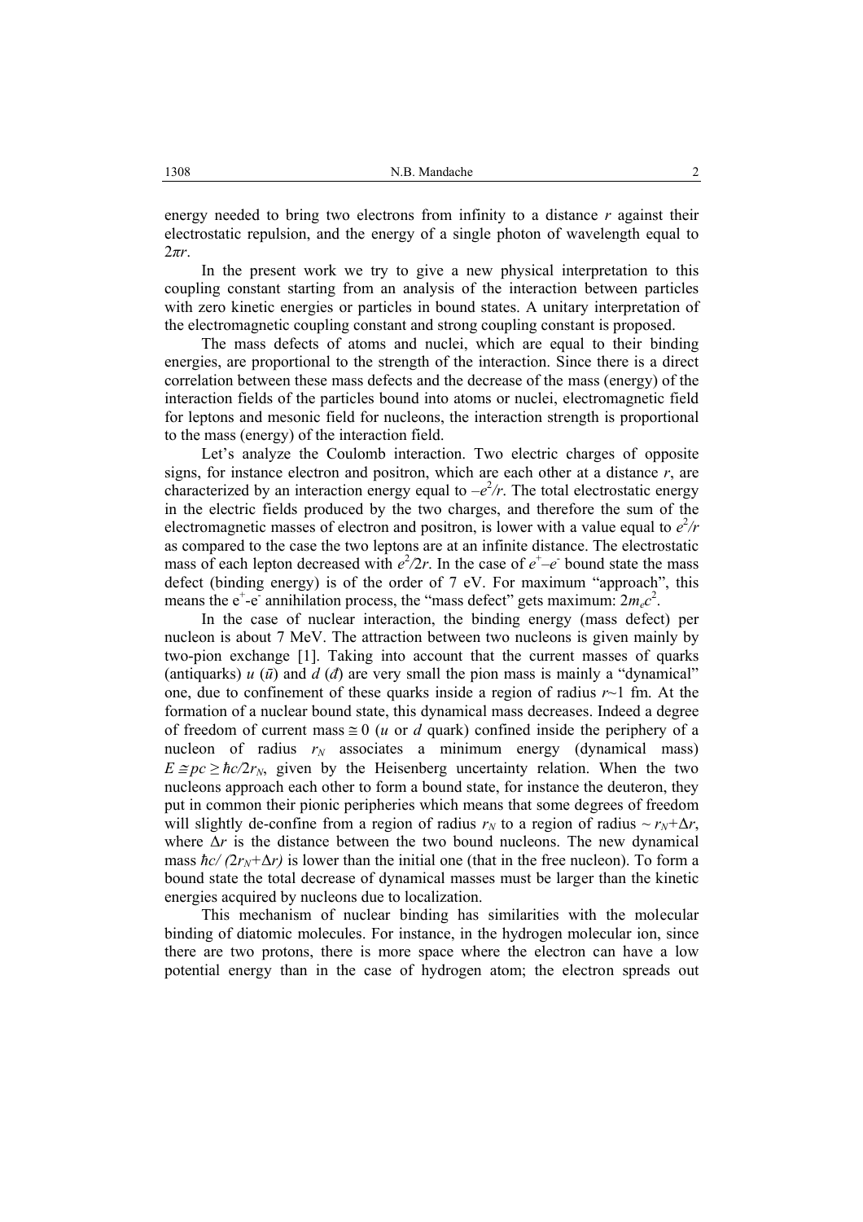energy needed to bring two electrons from infinity to a distance $r$ against their electrostatic repulsion, and the energy of a single photon of wavelength equal to $2\pi r$.

In the present work we try to give a new physical interpretation to this coupling constant starting from an analysis of the interaction between particles with zero kinetic energies or particles in bound states. A unitary interpretation of the electromagnetic coupling constant and strong coupling constant is proposed.

The mass defects of atoms and nuclei, which are equal to their binding energies, are proportional to the strength of the interaction. Since there is a direct correlation between these mass defects and the decrease of the mass (energy) of the interaction fields of the particles bound into atoms or nuclei, electromagnetic field for leptons and mesonic field for nucleons, the interaction strength is proportional to the mass (energy) of the interaction field.

Let's analyze the Coulomb interaction. Two electric charges of opposite signs, for instance electron and positron, which are each other at a distance $r$, are characterized by an interaction energy equal to $-e^2/r$. The total electrostatic energy in the electric fields produced by the two charges, and therefore the sum of the electromagnetic masses of electron and positron, is lower with a value equal to $e^2/r$ as compared to the case the two leptons are at an infinite distance. The electrostatic mass of each lepton decreased with $e^2/2r$. In the case of $e^+$–$e^-$ bound state the mass defect (binding energy) is of the order of 7 eV. For maximum "approach", this means the $e^+$-$e^-$ annihilation process, the "mass defect" gets maximum: $2m_ec^2$.

In the case of nuclear interaction, the binding energy (mass defect) per nucleon is about 7 MeV. The attraction between two nucleons is given mainly by two-pion exchange [1]. Taking into account that the current masses of quarks (antiquarks) $u$ ($\bar{u}$) and $d$ ($\bar{d}$) are very small the pion mass is mainly a "dynamical" one, due to confinement of these quarks inside a region of radius $r$~1 fm. At the formation of a nuclear bound state, this dynamical mass decreases. Indeed a degree of freedom of current mass $\cong 0$ ($u$ or $d$ quark) confined inside the periphery of a nucleon of radius $r_N$ associates a minimum energy (dynamical mass) $E \cong pc \geq \hbar c/2r_N$, given by the Heisenberg uncertainty relation. When the two nucleons approach each other to form a bound state, for instance the deuteron, they put in common their pionic peripheries which means that some degrees of freedom will slightly de-confine from a region of radius $r_N$ to a region of radius $\sim r_N+\Delta r$, where $\Delta r$ is the distance between the two bound nucleons. The new dynamical mass $\hbar c/(2r_N+\Delta r)$ is lower than the initial one (that in the free nucleon). To form a bound state the total decrease of dynamical masses must be larger than the kinetic energies acquired by nucleons due to localization.

This mechanism of nuclear binding has similarities with the molecular binding of diatomic molecules. For instance, in the hydrogen molecular ion, since there are two protons, there is more space where the electron can have a low potential energy than in the case of hydrogen atom; the electron spreads out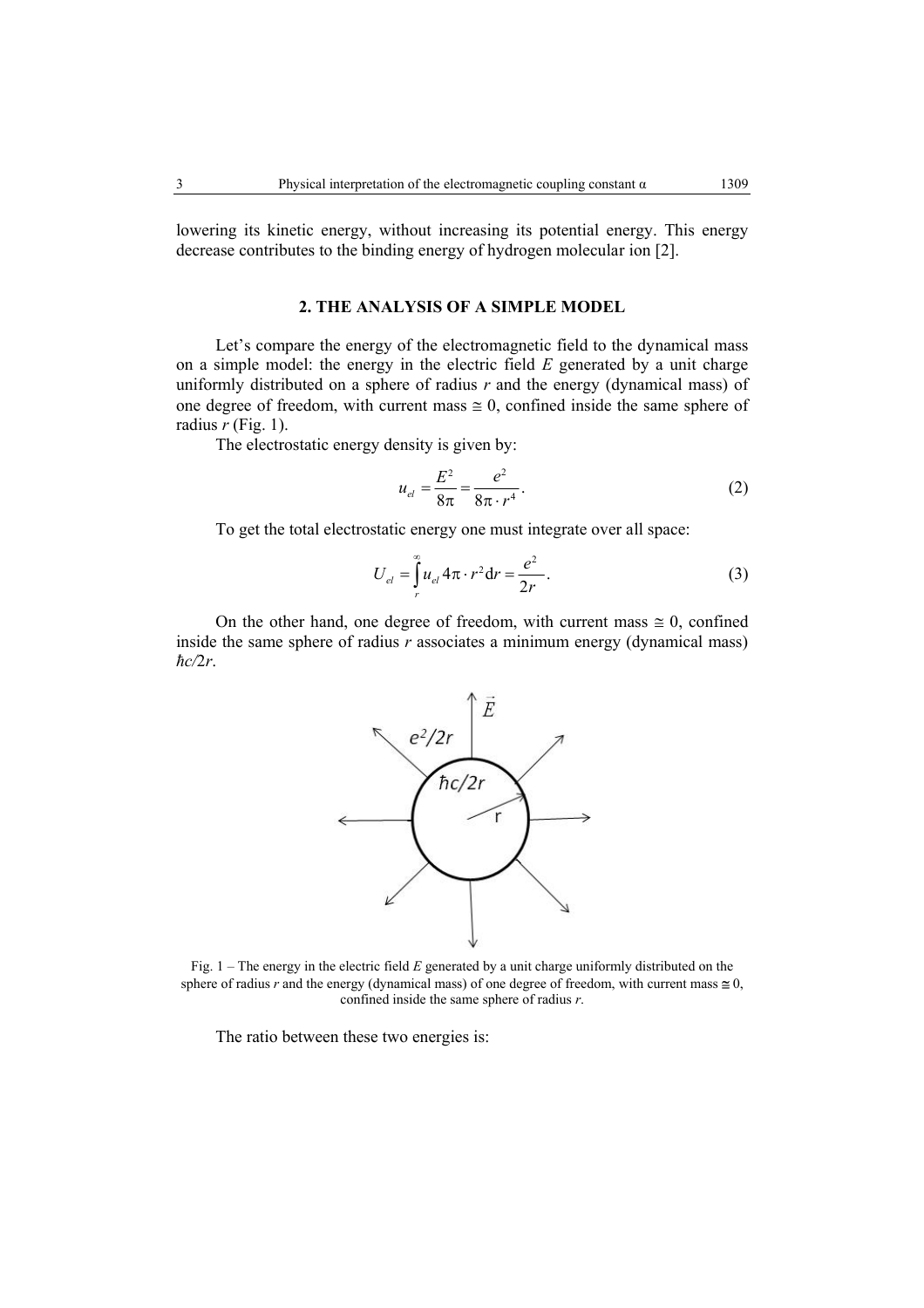lowering its kinetic energy, without increasing its potential energy. This energy decrease contributes to the binding energy of hydrogen molecular ion [2].

## 2. THE ANALYSIS OF A SIMPLE MODEL

Let's compare the energy of the electromagnetic field to the dynamical mass on a simple model: the energy in the electric field $E$ generated by a unit charge uniformly distributed on a sphere of radius $r$ and the energy (dynamical mass) of one degree of freedom, with current mass $\cong 0$, confined inside the same sphere of radius $r$ (Fig. 1).

The electrostatic energy density is given by:

$$u_{el} = \frac{E^2}{8\pi} = \frac{e^2}{8\pi \cdot r^4}. \tag{2}$$

To get the total electrostatic energy one must integrate over all space:

$$U_{el} = \int_r^\infty u_{el} 4\pi \cdot r^2 \mathrm{d}r = \frac{e^2}{2r}. \tag{3}$$

On the other hand, one degree of freedom, with current mass $\cong 0$, confined inside the same sphere of radius $r$ associates a minimum energy (dynamical mass) $\hbar c/2r$.

Fig. 1 – The energy in the electric field $E$ generated by a unit charge uniformly distributed on the sphere of radius $r$ and the energy (dynamical mass) of one degree of freedom, with current mass $\cong 0$, confined inside the same sphere of radius $r$.

The ratio between these two energies is: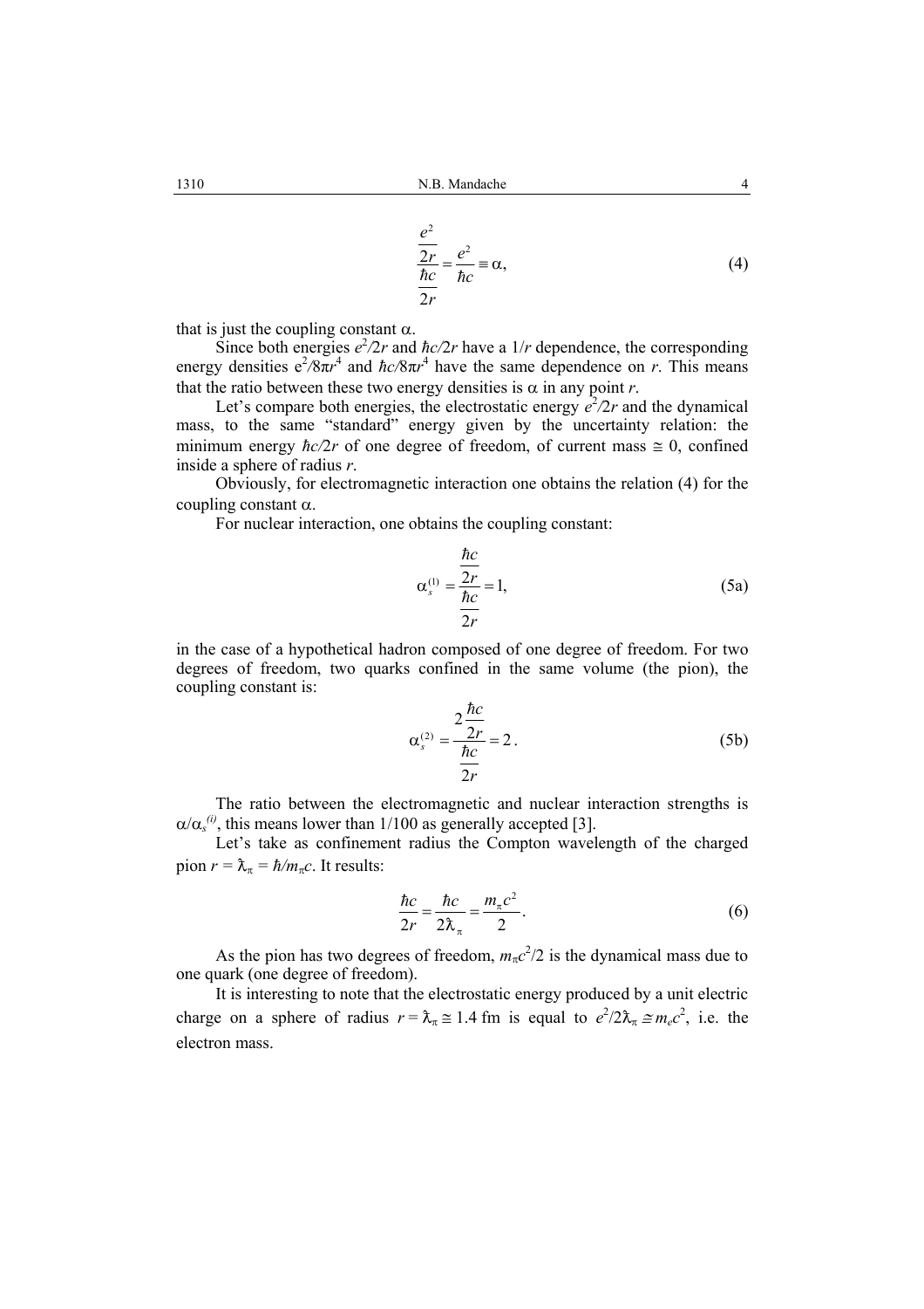$$\frac{\frac{e^2}{2r}}{\frac{\hbar c}{2r}} = \frac{e^2}{\hbar c} \equiv \alpha, \tag{4}$$

that is just the coupling constant $\alpha$.

Since both energies $e^2/2r$ and $\hbar c/2r$ have a $1/r$ dependence, the corresponding energy densities $e^2/8\pi r^4$ and $\hbar c/8\pi r^4$ have the same dependence on $r$. This means that the ratio between these two energy densities is $\alpha$ in any point $r$.

Let's compare both energies, the electrostatic energy $e^2/2r$ and the dynamical mass, to the same "standard" energy given by the uncertainty relation: the minimum energy $\hbar c/2r$ of one degree of freedom, of current mass $\cong 0$, confined inside a sphere of radius $r$.

Obviously, for electromagnetic interaction one obtains the relation (4) for the coupling constant $\alpha$.

For nuclear interaction, one obtains the coupling constant:

$$\alpha_s^{(1)} = \frac{\frac{\hbar c}{2r}}{\frac{\hbar c}{2r}} = 1, \tag{5a}$$

in the case of a hypothetical hadron composed of one degree of freedom. For two degrees of freedom, two quarks confined in the same volume (the pion), the coupling constant is:

$$\alpha_s^{(2)} = \frac{2\frac{\hbar c}{2r}}{\frac{\hbar c}{2r}} = 2\,. \tag{5b}$$

The ratio between the electromagnetic and nuclear interaction strengths is $\alpha/\alpha_s^{(i)}$, this means lower than 1/100 as generally accepted [3].

Let's take as confinement radius the Compton wavelength of the charged pion $r = \lambdabar_\pi = \hbar/m_\pi c$. It results:

$$\frac{\hbar c}{2r} = \frac{\hbar c}{2\lambdabar_\pi} = \frac{m_\pi c^2}{2}. \tag{6}$$

As the pion has two degrees of freedom, $m_\pi c^2/2$ is the dynamical mass due to one quark (one degree of freedom).

It is interesting to note that the electrostatic energy produced by a unit electric charge on a sphere of radius $r = \lambdabar_\pi \cong 1.4$ fm is equal to $e^2/2\lambdabar_\pi \cong m_e c^2$, i.e. the electron mass.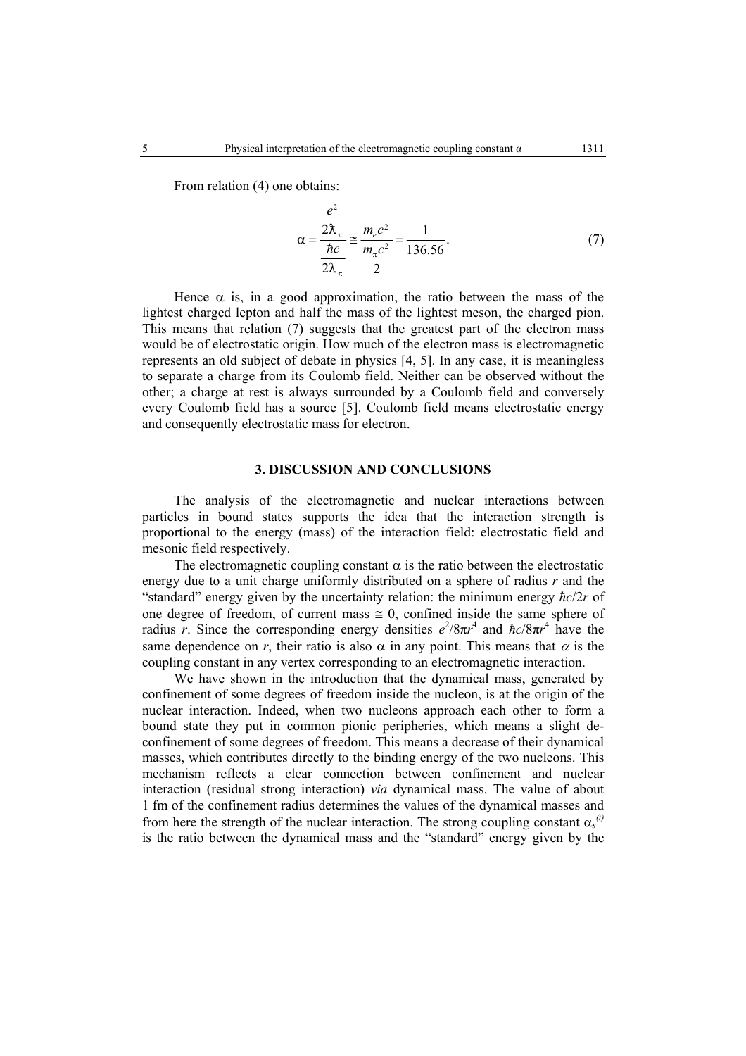From relation (4) one obtains:

$$\alpha = \frac{\frac{e^2}{2\lambda_\pi}}{\frac{\hbar c}{2\lambda_\pi}} \cong \frac{m_e c^2}{\frac{m_\pi c^2}{2}} = \frac{1}{136.56}. \tag{7}$$

Hence $\alpha$ is, in a good approximation, the ratio between the mass of the lightest charged lepton and half the mass of the lightest meson, the charged pion. This means that relation (7) suggests that the greatest part of the electron mass would be of electrostatic origin. How much of the electron mass is electromagnetic represents an old subject of debate in physics [4, 5]. In any case, it is meaningless to separate a charge from its Coulomb field. Neither can be observed without the other; a charge at rest is always surrounded by a Coulomb field and conversely every Coulomb field has a source [5]. Coulomb field means electrostatic energy and consequently electrostatic mass for electron.

## 3. DISCUSSION AND CONCLUSIONS

The analysis of the electromagnetic and nuclear interactions between particles in bound states supports the idea that the interaction strength is proportional to the energy (mass) of the interaction field: electrostatic field and mesonic field respectively.

The electromagnetic coupling constant $\alpha$ is the ratio between the electrostatic energy due to a unit charge uniformly distributed on a sphere of radius $r$ and the "standard" energy given by the uncertainty relation: the minimum energy $\hbar c/2r$ of one degree of freedom, of current mass $\cong 0$, confined inside the same sphere of radius $r$. Since the corresponding energy densities $e^2/8\pi r^4$ and $\hbar c/8\pi r^4$ have the same dependence on $r$, their ratio is also $\alpha$ in any point. This means that $\alpha$ is the coupling constant in any vertex corresponding to an electromagnetic interaction.

We have shown in the introduction that the dynamical mass, generated by confinement of some degrees of freedom inside the nucleon, is at the origin of the nuclear interaction. Indeed, when two nucleons approach each other to form a bound state they put in common pionic peripheries, which means a slight de-confinement of some degrees of freedom. This means a decrease of their dynamical masses, which contributes directly to the binding energy of the two nucleons. This mechanism reflects a clear connection between confinement and nuclear interaction (residual strong interaction) *via* dynamical mass. The value of about 1 fm of the confinement radius determines the values of the dynamical masses and from here the strength of the nuclear interaction. The strong coupling constant $\alpha_s^{(i)}$ is the ratio between the dynamical mass and the "standard" energy given by the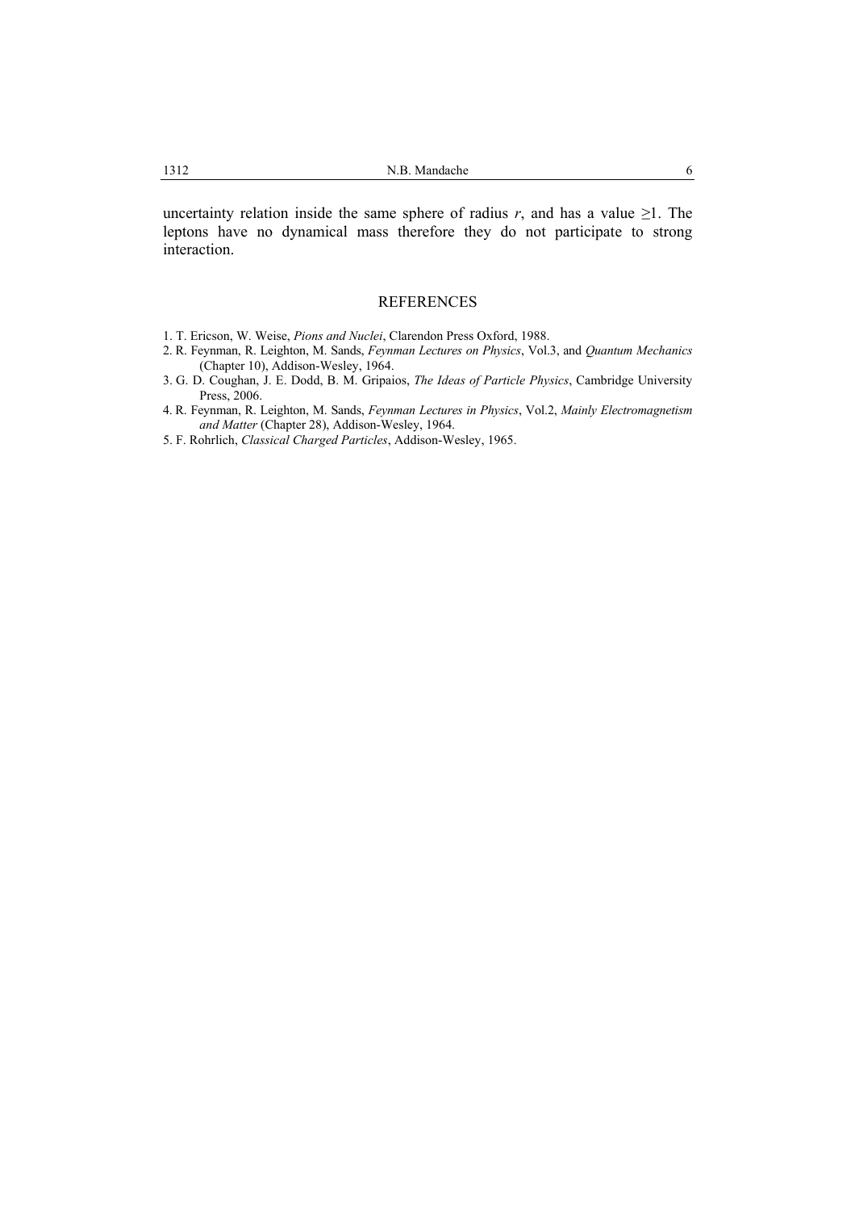uncertainty relation inside the same sphere of radius $r$, and has a value $\geq 1$. The leptons have no dynamical mass therefore they do not participate to strong interaction.

## REFERENCES

1. T. Ericson, W. Weise, *Pions and Nuclei*, Clarendon Press Oxford, 1988.
2. R. Feynman, R. Leighton, M. Sands, *Feynman Lectures on Physics*, Vol.3, and *Quantum Mechanics* (Chapter 10), Addison-Wesley, 1964.
3. G. D. Coughan, J. E. Dodd, B. M. Gripaios, *The Ideas of Particle Physics*, Cambridge University Press, 2006.
4. R. Feynman, R. Leighton, M. Sands, *Feynman Lectures in Physics*, Vol.2, *Mainly Electromagnetism and Matter* (Chapter 28), Addison-Wesley, 1964.
5. F. Rohrlich, *Classical Charged Particles*, Addison-Wesley, 1965.